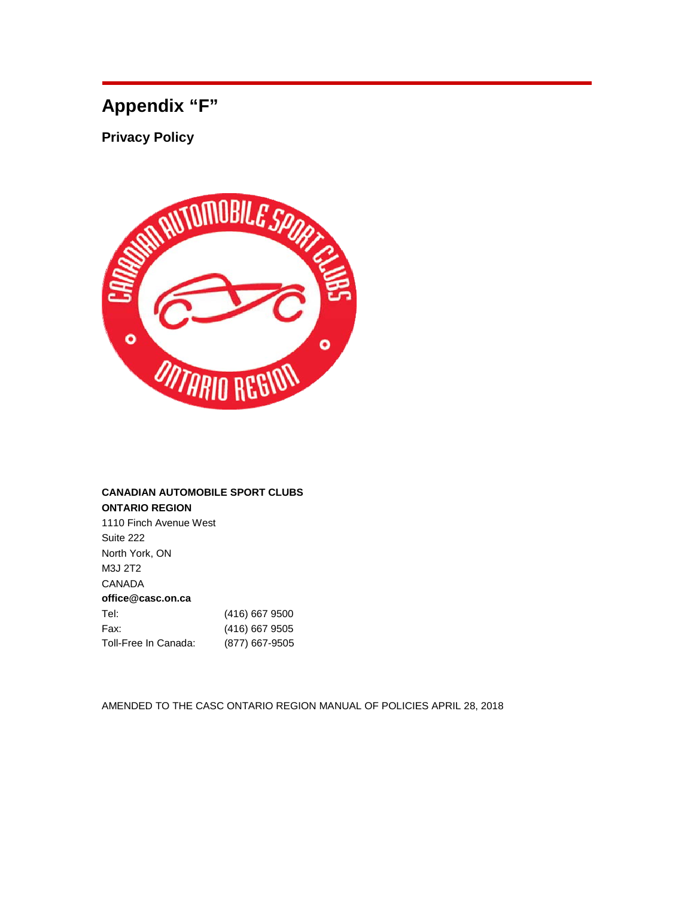# Appendix "F"

## Privacy Policy

**CANADIAN AUTOMOBILE SPORT CLUBS**
**ONTARIO REGION**
1110 Finch Avenue West
Suite 222
North York, ON
M3J 2T2
CANADA
**office@casc.on.ca**

| | |
|---|---|
| Tel: | (416) 667 9500 |
| Fax: | (416) 667 9505 |
| Toll-Free In Canada: | (877) 667-9505 |

AMENDED TO THE CASC ONTARIO REGION MANUAL OF POLICIES APRIL 28, 2018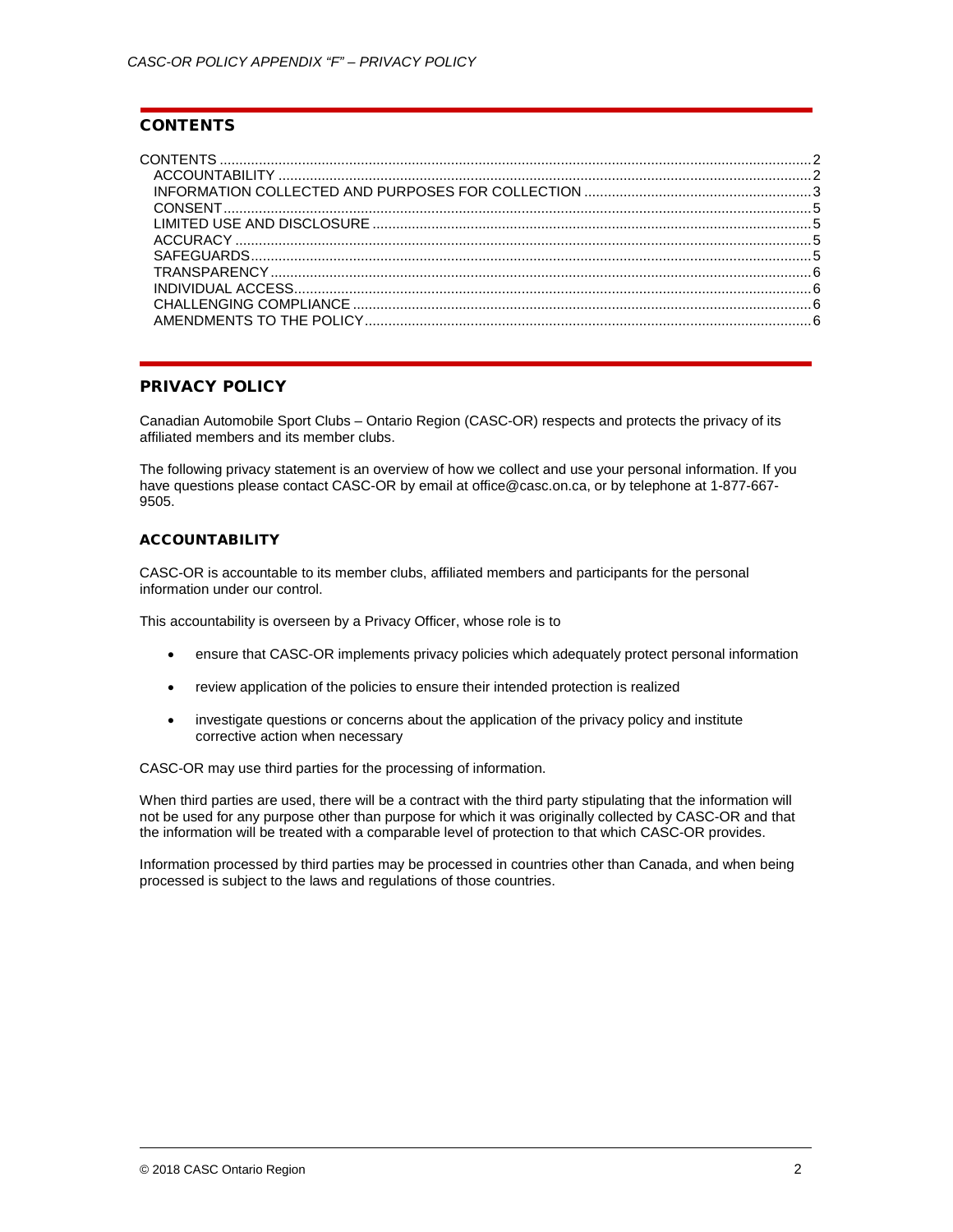## CONTENTS

CONTENTS .......... 2
- ACCOUNTABILITY .......... 2
- INFORMATION COLLECTED AND PURPOSES FOR COLLECTION .......... 3
- CONSENT .......... 5
- LIMITED USE AND DISCLOSURE .......... 5
- ACCURACY .......... 5
- SAFEGUARDS .......... 5
- TRANSPARENCY .......... 6
- INDIVIDUAL ACCESS .......... 6
- CHALLENGING COMPLIANCE .......... 6
- AMENDMENTS TO THE POLICY .......... 6

## PRIVACY POLICY

Canadian Automobile Sport Clubs – Ontario Region (CASC-OR) respects and protects the privacy of its affiliated members and its member clubs.

The following privacy statement is an overview of how we collect and use your personal information. If you have questions please contact CASC-OR by email at office@casc.on.ca, or by telephone at 1-877-667-9505.

### ACCOUNTABILITY

CASC-OR is accountable to its member clubs, affiliated members and participants for the personal information under our control.

This accountability is overseen by a Privacy Officer, whose role is to

- ensure that CASC-OR implements privacy policies which adequately protect personal information
- review application of the policies to ensure their intended protection is realized
- investigate questions or concerns about the application of the privacy policy and institute corrective action when necessary

CASC-OR may use third parties for the processing of information.

When third parties are used, there will be a contract with the third party stipulating that the information will not be used for any purpose other than purpose for which it was originally collected by CASC-OR and that the information will be treated with a comparable level of protection to that which CASC-OR provides.

Information processed by third parties may be processed in countries other than Canada, and when being processed is subject to the laws and regulations of those countries.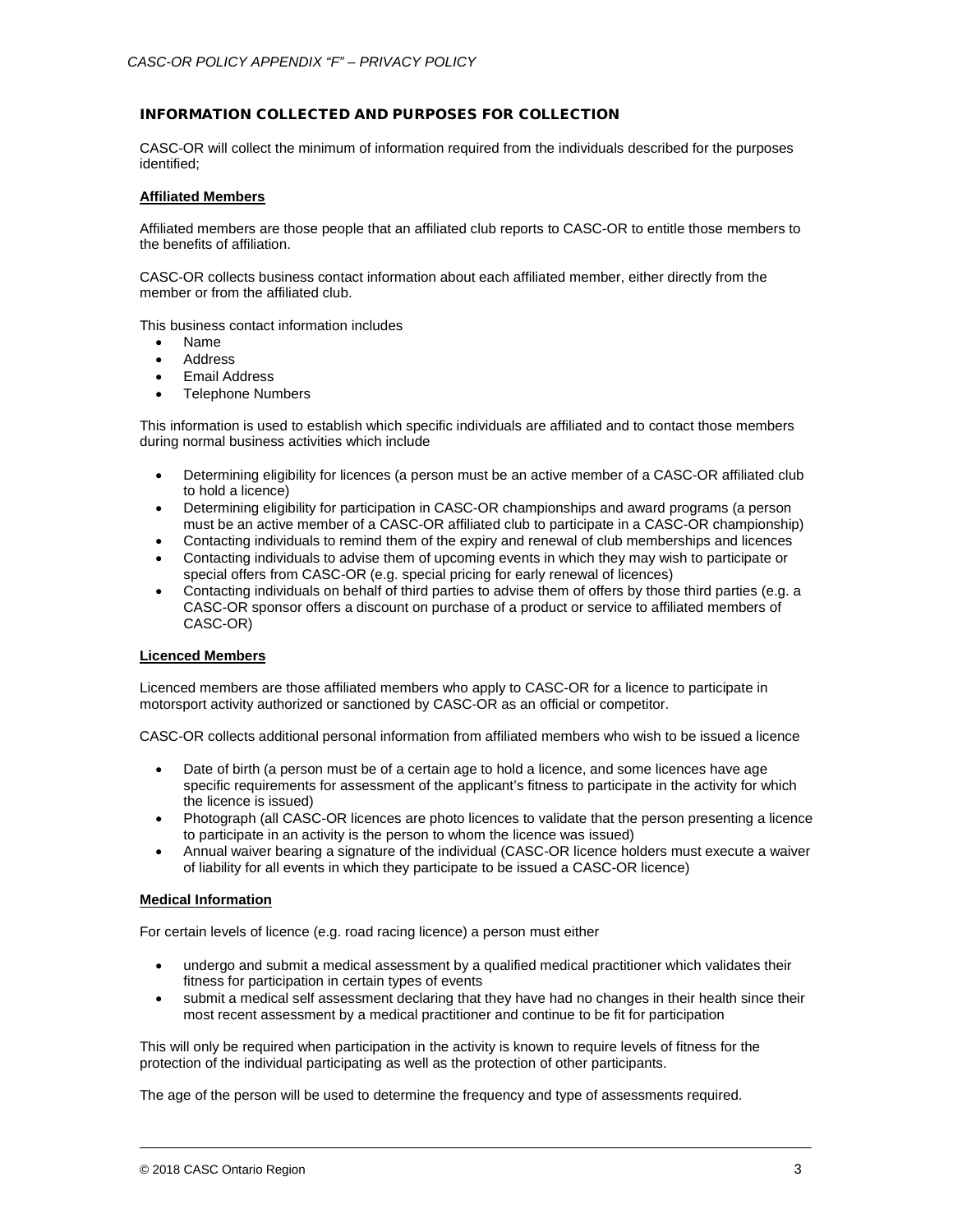## INFORMATION COLLECTED AND PURPOSES FOR COLLECTION

CASC-OR will collect the minimum of information required from the individuals described for the purposes identified;

### Affiliated Members

Affiliated members are those people that an affiliated club reports to CASC-OR to entitle those members to the benefits of affiliation.

CASC-OR collects business contact information about each affiliated member, either directly from the member or from the affiliated club.

This business contact information includes

- Name
- Address
- Email Address
- Telephone Numbers

This information is used to establish which specific individuals are affiliated and to contact those members during normal business activities which include

- Determining eligibility for licences (a person must be an active member of a CASC-OR affiliated club to hold a licence)
- Determining eligibility for participation in CASC-OR championships and award programs (a person must be an active member of a CASC-OR affiliated club to participate in a CASC-OR championship)
- Contacting individuals to remind them of the expiry and renewal of club memberships and licences
- Contacting individuals to advise them of upcoming events in which they may wish to participate or special offers from CASC-OR (e.g. special pricing for early renewal of licences)
- Contacting individuals on behalf of third parties to advise them of offers by those third parties (e.g. a CASC-OR sponsor offers a discount on purchase of a product or service to affiliated members of CASC-OR)

### Licenced Members

Licenced members are those affiliated members who apply to CASC-OR for a licence to participate in motorsport activity authorized or sanctioned by CASC-OR as an official or competitor.

CASC-OR collects additional personal information from affiliated members who wish to be issued a licence

- Date of birth (a person must be of a certain age to hold a licence, and some licences have age specific requirements for assessment of the applicant's fitness to participate in the activity for which the licence is issued)
- Photograph (all CASC-OR licences are photo licences to validate that the person presenting a licence to participate in an activity is the person to whom the licence was issued)
- Annual waiver bearing a signature of the individual (CASC-OR licence holders must execute a waiver of liability for all events in which they participate to be issued a CASC-OR licence)

### Medical Information

For certain levels of licence (e.g. road racing licence) a person must either

- undergo and submit a medical assessment by a qualified medical practitioner which validates their fitness for participation in certain types of events
- submit a medical self assessment declaring that they have had no changes in their health since their most recent assessment by a medical practitioner and continue to be fit for participation

This will only be required when participation in the activity is known to require levels of fitness for the protection of the individual participating as well as the protection of other participants.

The age of the person will be used to determine the frequency and type of assessments required.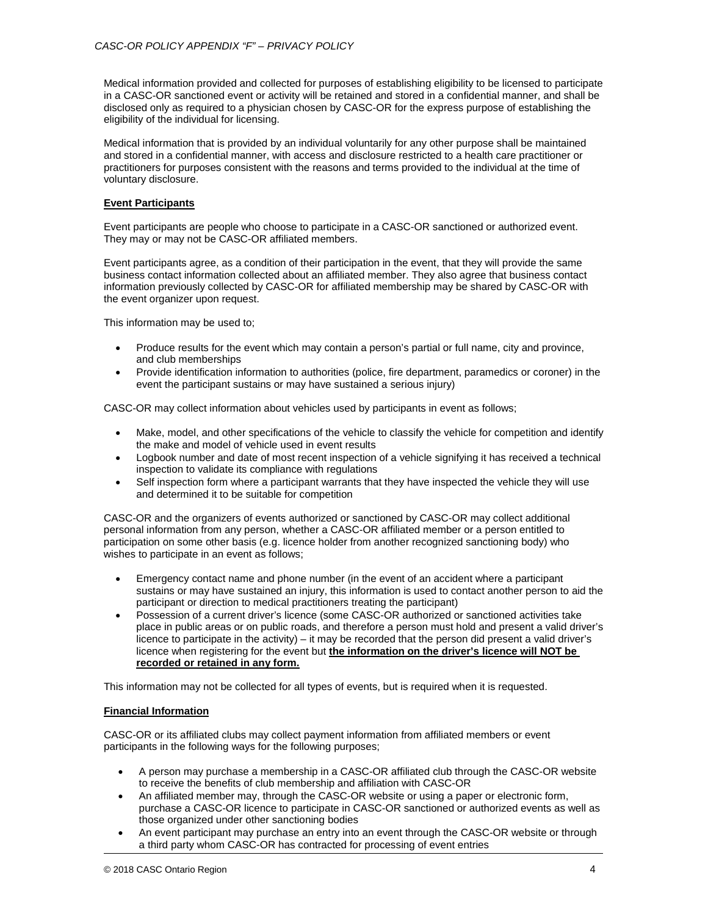Medical information provided and collected for purposes of establishing eligibility to be licensed to participate in a CASC-OR sanctioned event or activity will be retained and stored in a confidential manner, and shall be disclosed only as required to a physician chosen by CASC-OR for the express purpose of establishing the eligibility of the individual for licensing.

Medical information that is provided by an individual voluntarily for any other purpose shall be maintained and stored in a confidential manner, with access and disclosure restricted to a health care practitioner or practitioners for purposes consistent with the reasons and terms provided to the individual at the time of voluntary disclosure.

**Event Participants**

Event participants are people who choose to participate in a CASC-OR sanctioned or authorized event. They may or may not be CASC-OR affiliated members.

Event participants agree, as a condition of their participation in the event, that they will provide the same business contact information collected about an affiliated member. They also agree that business contact information previously collected by CASC-OR for affiliated membership may be shared by CASC-OR with the event organizer upon request.

This information may be used to;

- Produce results for the event which may contain a person's partial or full name, city and province, and club memberships
- Provide identification information to authorities (police, fire department, paramedics or coroner) in the event the participant sustains or may have sustained a serious injury)

CASC-OR may collect information about vehicles used by participants in event as follows;

- Make, model, and other specifications of the vehicle to classify the vehicle for competition and identify the make and model of vehicle used in event results
- Logbook number and date of most recent inspection of a vehicle signifying it has received a technical inspection to validate its compliance with regulations
- Self inspection form where a participant warrants that they have inspected the vehicle they will use and determined it to be suitable for competition

CASC-OR and the organizers of events authorized or sanctioned by CASC-OR may collect additional personal information from any person, whether a CASC-OR affiliated member or a person entitled to participation on some other basis (e.g. licence holder from another recognized sanctioning body) who wishes to participate in an event as follows;

- Emergency contact name and phone number (in the event of an accident where a participant sustains or may have sustained an injury, this information is used to contact another person to aid the participant or direction to medical practitioners treating the participant)
- Possession of a current driver's licence (some CASC-OR authorized or sanctioned activities take place in public areas or on public roads, and therefore a person must hold and present a valid driver's licence to participate in the activity) – it may be recorded that the person did present a valid driver's licence when registering for the event but **the information on the driver's licence will NOT be recorded or retained in any form.**

This information may not be collected for all types of events, but is required when it is requested.

**Financial Information**

CASC-OR or its affiliated clubs may collect payment information from affiliated members or event participants in the following ways for the following purposes;

- A person may purchase a membership in a CASC-OR affiliated club through the CASC-OR website to receive the benefits of club membership and affiliation with CASC-OR
- An affiliated member may, through the CASC-OR website or using a paper or electronic form, purchase a CASC-OR licence to participate in CASC-OR sanctioned or authorized events as well as those organized under other sanctioning bodies
- An event participant may purchase an entry into an event through the CASC-OR website or through a third party whom CASC-OR has contracted for processing of event entries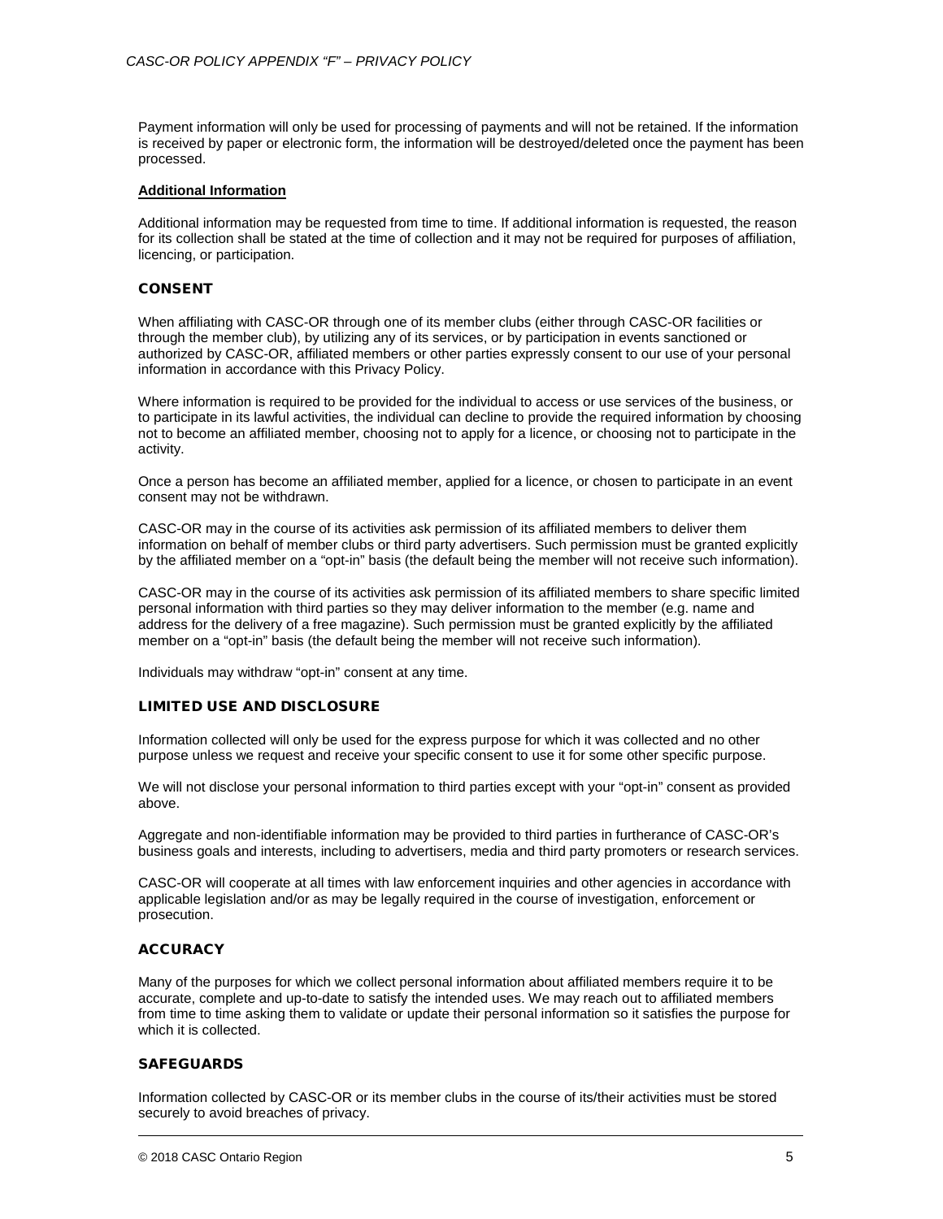Payment information will only be used for processing of payments and will not be retained. If the information is received by paper or electronic form, the information will be destroyed/deleted once the payment has been processed.

**Additional Information**

Additional information may be requested from time to time. If additional information is requested, the reason for its collection shall be stated at the time of collection and it may not be required for purposes of affiliation, licencing, or participation.

## CONSENT

When affiliating with CASC-OR through one of its member clubs (either through CASC-OR facilities or through the member club), by utilizing any of its services, or by participation in events sanctioned or authorized by CASC-OR, affiliated members or other parties expressly consent to our use of your personal information in accordance with this Privacy Policy.

Where information is required to be provided for the individual to access or use services of the business, or to participate in its lawful activities, the individual can decline to provide the required information by choosing not to become an affiliated member, choosing not to apply for a licence, or choosing not to participate in the activity.

Once a person has become an affiliated member, applied for a licence, or chosen to participate in an event consent may not be withdrawn.

CASC-OR may in the course of its activities ask permission of its affiliated members to deliver them information on behalf of member clubs or third party advertisers. Such permission must be granted explicitly by the affiliated member on a "opt-in" basis (the default being the member will not receive such information).

CASC-OR may in the course of its activities ask permission of its affiliated members to share specific limited personal information with third parties so they may deliver information to the member (e.g. name and address for the delivery of a free magazine). Such permission must be granted explicitly by the affiliated member on a "opt-in" basis (the default being the member will not receive such information).

Individuals may withdraw "opt-in" consent at any time.

## LIMITED USE AND DISCLOSURE

Information collected will only be used for the express purpose for which it was collected and no other purpose unless we request and receive your specific consent to use it for some other specific purpose.

We will not disclose your personal information to third parties except with your "opt-in" consent as provided above.

Aggregate and non-identifiable information may be provided to third parties in furtherance of CASC-OR's business goals and interests, including to advertisers, media and third party promoters or research services.

CASC-OR will cooperate at all times with law enforcement inquiries and other agencies in accordance with applicable legislation and/or as may be legally required in the course of investigation, enforcement or prosecution.

## ACCURACY

Many of the purposes for which we collect personal information about affiliated members require it to be accurate, complete and up-to-date to satisfy the intended uses. We may reach out to affiliated members from time to time asking them to validate or update their personal information so it satisfies the purpose for which it is collected.

## SAFEGUARDS

Information collected by CASC-OR or its member clubs in the course of its/their activities must be stored securely to avoid breaches of privacy.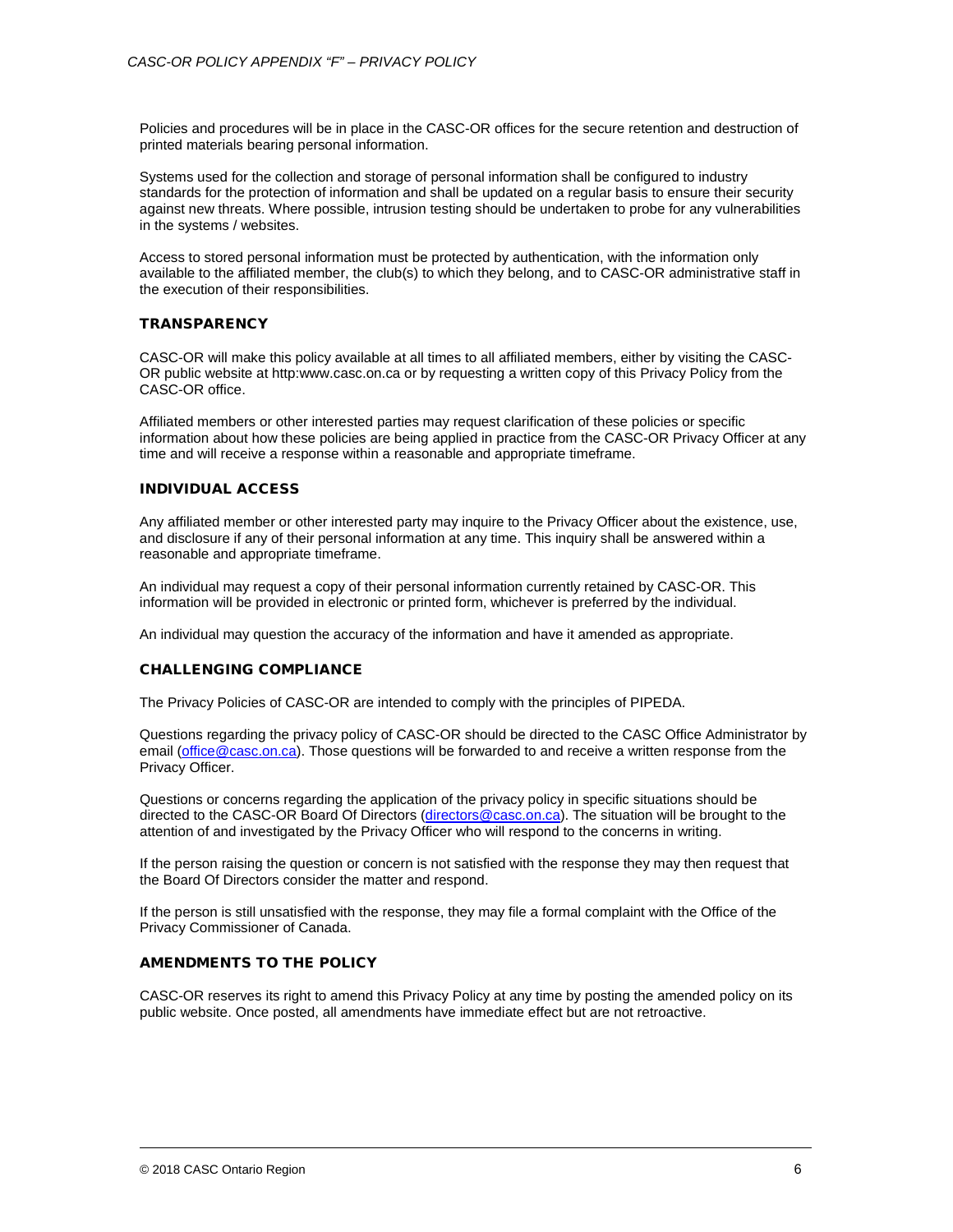Policies and procedures will be in place in the CASC-OR offices for the secure retention and destruction of printed materials bearing personal information.

Systems used for the collection and storage of personal information shall be configured to industry standards for the protection of information and shall be updated on a regular basis to ensure their security against new threats. Where possible, intrusion testing should be undertaken to probe for any vulnerabilities in the systems / websites.

Access to stored personal information must be protected by authentication, with the information only available to the affiliated member, the club(s) to which they belong, and to CASC-OR administrative staff in the execution of their responsibilities.

### TRANSPARENCY

CASC-OR will make this policy available at all times to all affiliated members, either by visiting the CASC-OR public website at http:www.casc.on.ca or by requesting a written copy of this Privacy Policy from the CASC-OR office.

Affiliated members or other interested parties may request clarification of these policies or specific information about how these policies are being applied in practice from the CASC-OR Privacy Officer at any time and will receive a response within a reasonable and appropriate timeframe.

### INDIVIDUAL ACCESS

Any affiliated member or other interested party may inquire to the Privacy Officer about the existence, use, and disclosure if any of their personal information at any time. This inquiry shall be answered within a reasonable and appropriate timeframe.

An individual may request a copy of their personal information currently retained by CASC-OR. This information will be provided in electronic or printed form, whichever is preferred by the individual.

An individual may question the accuracy of the information and have it amended as appropriate.

### CHALLENGING COMPLIANCE

The Privacy Policies of CASC-OR are intended to comply with the principles of PIPEDA.

Questions regarding the privacy policy of CASC-OR should be directed to the CASC Office Administrator by email (office@casc.on.ca). Those questions will be forwarded to and receive a written response from the Privacy Officer.

Questions or concerns regarding the application of the privacy policy in specific situations should be directed to the CASC-OR Board Of Directors (directors@casc.on.ca). The situation will be brought to the attention of and investigated by the Privacy Officer who will respond to the concerns in writing.

If the person raising the question or concern is not satisfied with the response they may then request that the Board Of Directors consider the matter and respond.

If the person is still unsatisfied with the response, they may file a formal complaint with the Office of the Privacy Commissioner of Canada.

### AMENDMENTS TO THE POLICY

CASC-OR reserves its right to amend this Privacy Policy at any time by posting the amended policy on its public website. Once posted, all amendments have immediate effect but are not retroactive.